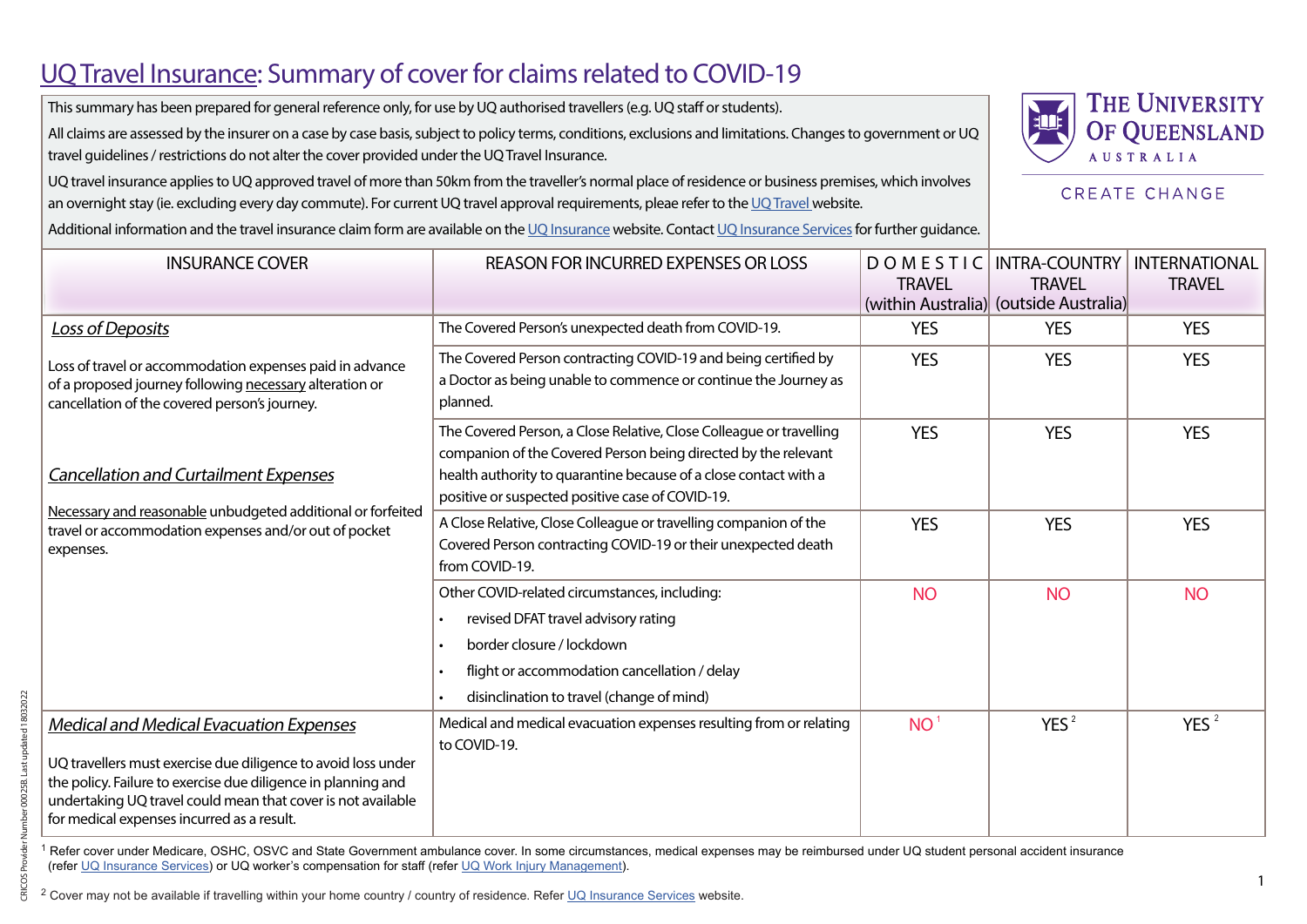# UQ Travel Insurance: Summary of cover for claims related to COVID-19

This summary has been prepared for general reference only, for use by UQ authorised travellers (e.g. UQ staff or students).

All claims are assessed by the insurer on a case by case basis, subject to policy terms, conditions, exclusions and limitations. Changes to government or UQ travel guidelines / restrictions do not alter the cover provided under the UQ Travel Insurance.

UQ travel insurance applies to UQ approved travel of more than 50km from the traveller's normal place of residence or business premises, which involves an overnight stay (ie. excluding every day commute). For current UQ travel approval requirements, pleae refer to the UQ Travel website.

Additional information and the travel insurance claim form are available on the UQ Insurance website. Contact UQ Insurance Services for further guidance.

THE UNIVERSITY OF QUEENSLAND AUSTRALIA

CREATE CHANGE

| INSURANCE COVER | REASON FOR INCURRED EXPENSES OR LOSS | DOMESTIC TRAVEL (within Australia) | INTRA-COUNTRY TRAVEL (outside Australia) | INTERNATIONAL TRAVEL |
|---|---|---|---|---|
| *Loss of Deposits* <br> Loss of travel or accommodation expenses paid in advance of a proposed journey following necessary alteration or cancellation of the covered person's journey. <br><br> *Cancellation and Curtailment Expenses* <br> Necessary and reasonable unbudgeted additional or forfeited travel or accommodation expenses and/or out of pocket expenses. | The Covered Person's unexpected death from COVID-19. | YES | YES | YES |
| | The Covered Person contracting COVID-19 and being certified by a Doctor as being unable to commence or continue the Journey as planned. | YES | YES | YES |
| | The Covered Person, a Close Relative, Close Colleague or travelling companion of the Covered Person being directed by the relevant health authority to quarantine because of a close contact with a positive or suspected positive case of COVID-19. | YES | YES | YES |
| | A Close Relative, Close Colleague or travelling companion of the Covered Person contracting COVID-19 or their unexpected death from COVID-19. | YES | YES | YES |
| | Other COVID-related circumstances, including: <br>• revised DFAT travel advisory rating <br>• border closure / lockdown <br>• flight or accommodation cancellation / delay <br>• disinclination to travel (change of mind) | NO | NO | NO |
| *Medical and Medical Evacuation Expenses* <br> UQ travellers must exercise due diligence to avoid loss under the policy. Failure to exercise due diligence in planning and undertaking UQ travel could mean that cover is not available for medical expenses incurred as a result. | Medical and medical evacuation expenses resulting from or relating to COVID-19. | NO [1] | YES [2] | YES [2] |

[1] Refer cover under Medicare, OSHC, OSVC and State Government ambulance cover. In some circumstances, medical expenses may be reimbursed under UQ student personal accident insurance (refer UQ Insurance Services) or UQ worker's compensation for staff (refer UQ Work Injury Management).

[2] Cover may not be available if travelling within your home country / country of residence. Refer UQ Insurance Services website.

CRICOS Provider Number 00025B. Last updated 18032022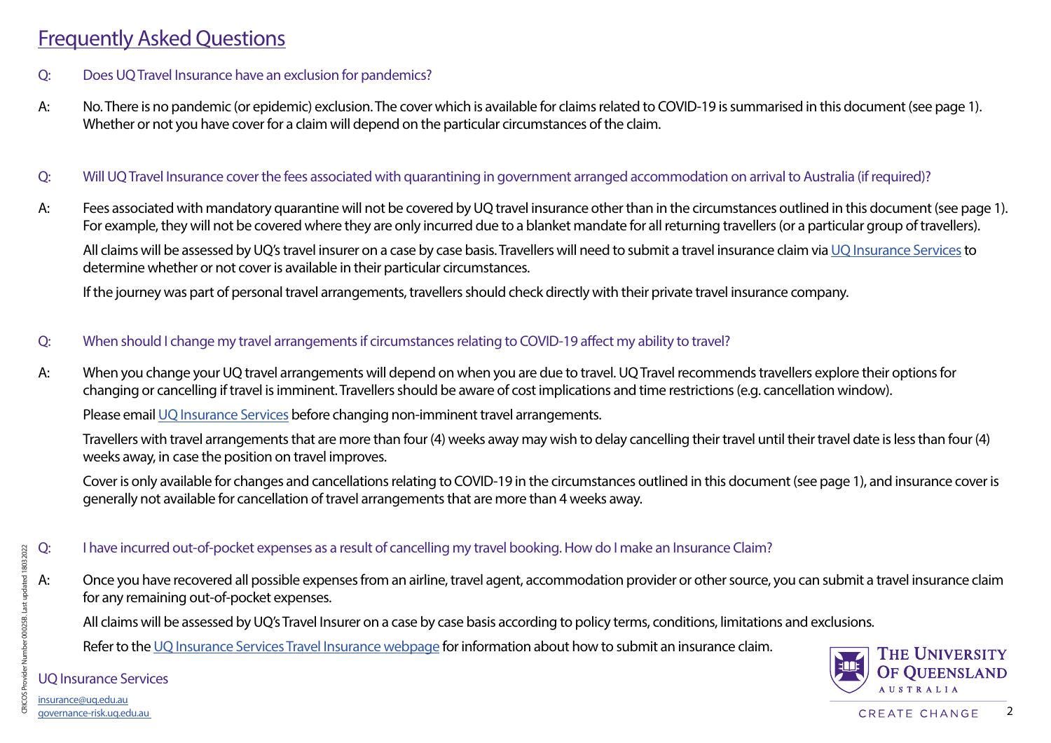# Frequently Asked Questions

**Q: Does UQ Travel Insurance have an exclusion for pandemics?**

A: No. There is no pandemic (or epidemic) exclusion. The cover which is available for claims related to COVID-19 is summarised in this document (see page 1). Whether or not you have cover for a claim will depend on the particular circumstances of the claim.

**Q: Will UQ Travel Insurance cover the fees associated with quarantining in government arranged accommodation on arrival to Australia (if required)?**

A: Fees associated with mandatory quarantine will not be covered by UQ travel insurance other than in the circumstances outlined in this document (see page 1). For example, they will not be covered where they are only incurred due to a blanket mandate for all returning travellers (or a particular group of travellers).

All claims will be assessed by UQ's travel insurer on a case by case basis. Travellers will need to submit a travel insurance claim via UQ Insurance Services to determine whether or not cover is available in their particular circumstances.

If the journey was part of personal travel arrangements, travellers should check directly with their private travel insurance company.

**Q: When should I change my travel arrangements if circumstances relating to COVID-19 affect my ability to travel?**

A: When you change your UQ travel arrangements will depend on when you are due to travel. UQ Travel recommends travellers explore their options for changing or cancelling if travel is imminent. Travellers should be aware of cost implications and time restrictions (e.g. cancellation window).

Please email UQ Insurance Services before changing non-imminent travel arrangements.

Travellers with travel arrangements that are more than four (4) weeks away may wish to delay cancelling their travel until their travel date is less than four (4) weeks away, in case the position on travel improves.

Cover is only available for changes and cancellations relating to COVID-19 in the circumstances outlined in this document (see page 1), and insurance cover is generally not available for cancellation of travel arrangements that are more than 4 weeks away.

**Q: I have incurred out-of-pocket expenses as a result of cancelling my travel booking. How do I make an Insurance Claim?**

A: Once you have recovered all possible expenses from an airline, travel agent, accommodation provider or other source, you can submit a travel insurance claim for any remaining out-of-pocket expenses.

All claims will be assessed by UQ's Travel Insurer on a case by case basis according to policy terms, conditions, limitations and exclusions.

Refer to the UQ Insurance Services Travel Insurance webpage for information about how to submit an insurance claim.

UQ Insurance Services

insurance@uq.edu.au
governance-risk.uq.edu.au